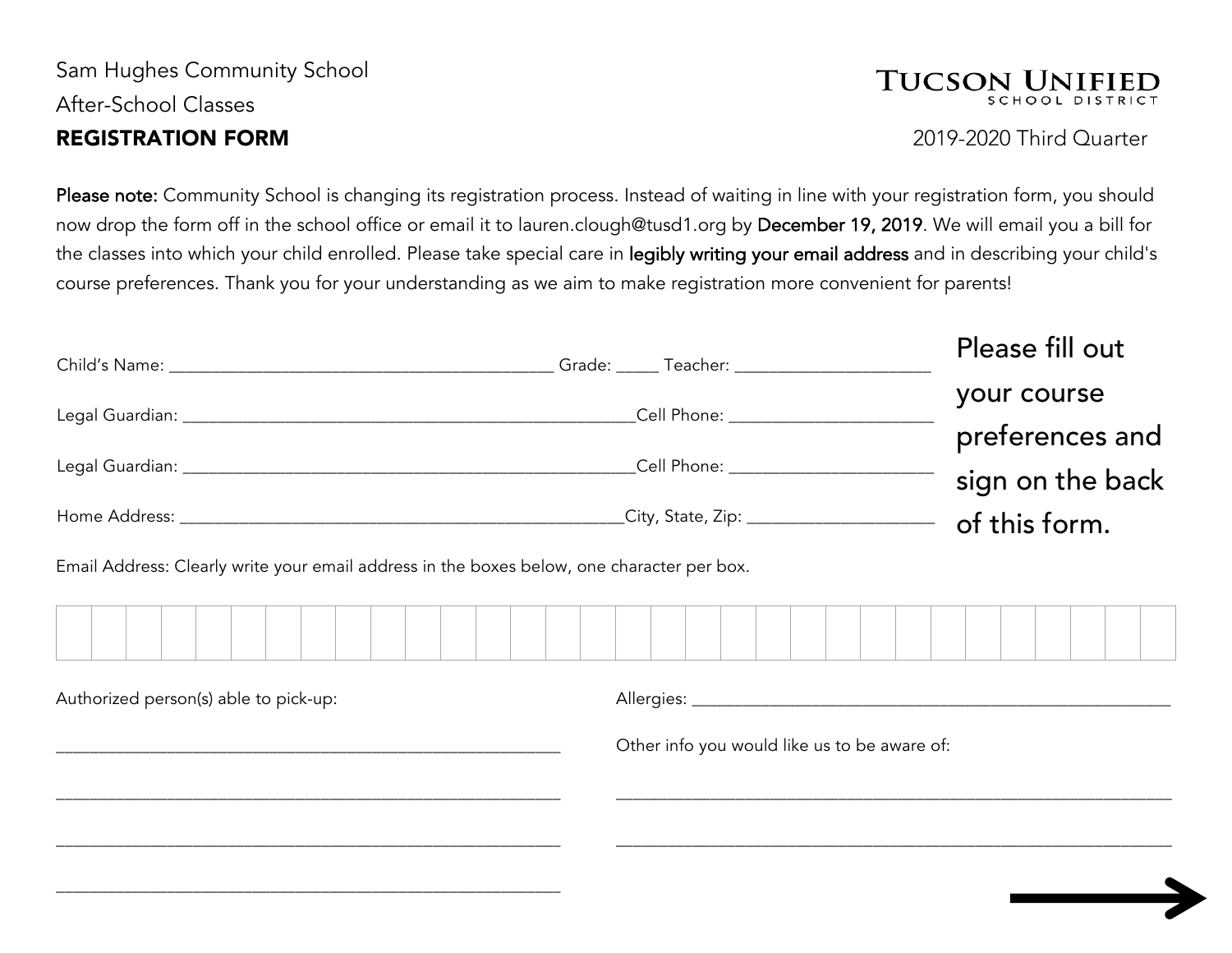Sam Hughes Community School

After-School Classes

**REGISTRATION FORM**

TUCSON UNIFIED SCHOOL DISTRICT

2019-2020 Third Quarter

**Please note:** Community School is changing its registration process. Instead of waiting in line with your registration form, you should now drop the form off in the school office or email it to lauren.clough@tusd1.org by **December 19, 2019**. We will email you a bill for the classes into which your child enrolled. Please take special care in **legibly writing your email address** and in describing your child's course preferences. Thank you for your understanding as we aim to make registration more convenient for parents!

Child's Name: ___________________________________________ Grade: _____ Teacher: ______________________

Legal Guardian: ___________________________________________________Cell Phone: ______________________

Legal Guardian: ___________________________________________________Cell Phone: ______________________

Home Address: __________________________________________________City, State, Zip: ____________________

**Please fill out your course preferences and sign on the back of this form.**

Email Address: Clearly write your email address in the boxes below, one character per box.

| | | | | | | | | | | | | | | | | | | | | | | | | | | | | | | | |
|---|---|---|---|---|---|---|---|---|---|---|---|---|---|---|---|---|---|---|---|---|---|---|---|---|---|---|---|---|---|---|---|
| | | | | | | | | | | | | | | | | | | | | | | | | | | | | | | | |

Authorized person(s) able to pick-up:

________________________________________________________

________________________________________________________

________________________________________________________

________________________________________________________

Allergies: ______________________________________________________

Other info you would like us to be aware of:

______________________________________________________________

______________________________________________________________

→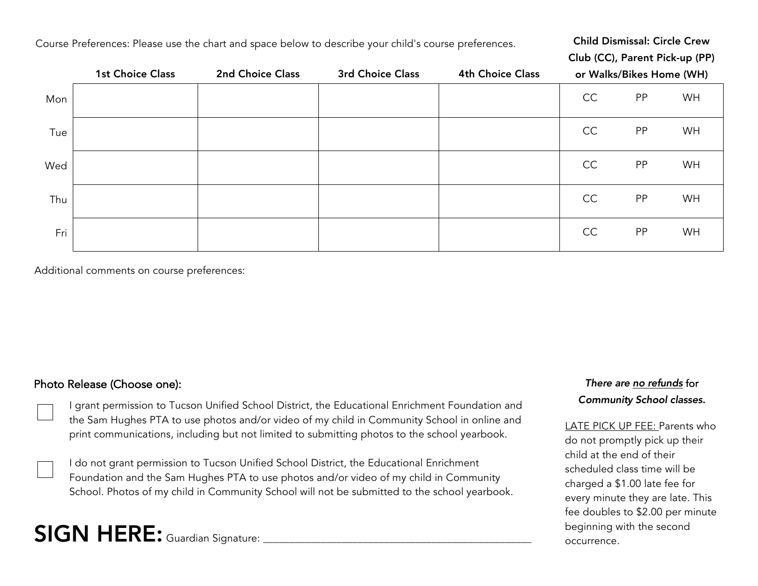Course Preferences: Please use the chart and space below to describe your child's course preferences.

| | 1st Choice Class | 2nd Choice Class | 3rd Choice Class | 4th Choice Class | Child Dismissal: Circle Crew Club (CC), Parent Pick-up (PP) or Walks/Bikes Home (WH) |
|---|---|---|---|---|---|
| Mon | | | | | CC PP WH |
| Tue | | | | | CC PP WH |
| Wed | | | | | CC PP WH |
| Thu | | | | | CC PP WH |
| Fri | | | | | CC PP WH |

Additional comments on course preferences:

## Photo Release (Choose one):

☐ I grant permission to Tucson Unified School District, the Educational Enrichment Foundation and the Sam Hughes PTA to use photos and/or video of my child in Community School in online and print communications, including but not limited to submitting photos to the school yearbook.

☐ I do not grant permission to Tucson Unified School District, the Educational Enrichment Foundation and the Sam Hughes PTA to use photos and/or video of my child in Community School. Photos of my child in Community School will not be submitted to the school yearbook.

**SIGN HERE:** Guardian Signature: ___________________________________________________

***There are no refunds for Community School classes.***

LATE PICK UP FEE: Parents who do not promptly pick up their child at the end of their scheduled class time will be charged a $1.00 late fee for every minute they are late. This fee doubles to $2.00 per minute beginning with the second occurrence.